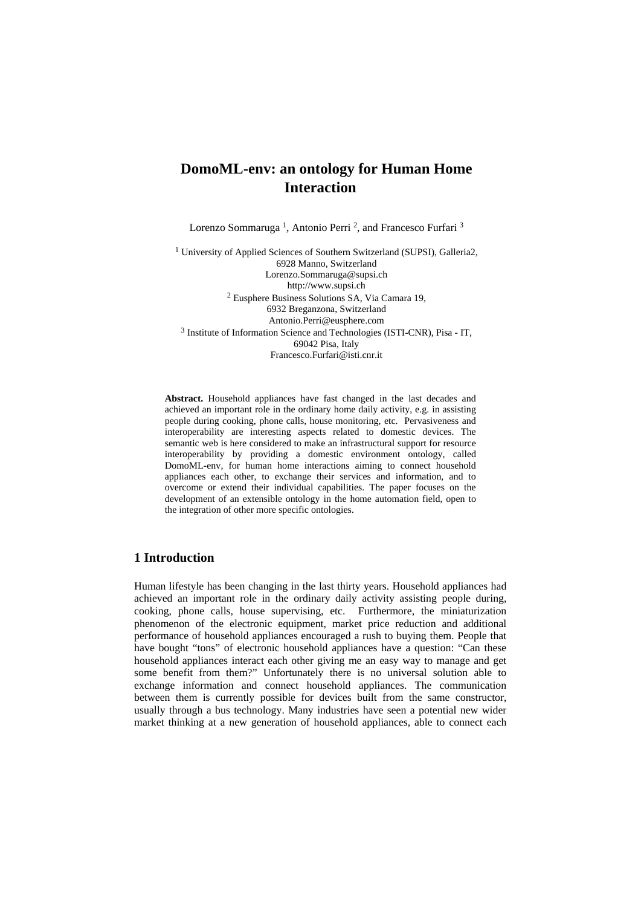# DomoML-env: an ontology for Human Home Interaction

Lorenzo Sommaruga [1], Antonio Perri [2], and Francesco Furfari [3]

[1] University of Applied Sciences of Southern Switzerland (SUPSI), Galleria2, 6928 Manno, Switzerland
Lorenzo.Sommaruga@supsi.ch
http://www.supsi.ch

[2] Eusphere Business Solutions SA, Via Camara 19, 6932 Breganzona, Switzerland
Antonio.Perri@eusphere.com

[3] Institute of Information Science and Technologies (ISTI-CNR), Pisa - IT, 69042 Pisa, Italy
Francesco.Furfari@isti.cnr.it

**Abstract.** Household appliances have fast changed in the last decades and achieved an important role in the ordinary home daily activity, e.g. in assisting people during cooking, phone calls, house monitoring, etc. Pervasiveness and interoperability are interesting aspects related to domestic devices. The semantic web is here considered to make an infrastructural support for resource interoperability by providing a domestic environment ontology, called DomoML-env, for human home interactions aiming to connect household appliances each other, to exchange their services and information, and to overcome or extend their individual capabilities. The paper focuses on the development of an extensible ontology in the home automation field, open to the integration of other more specific ontologies.

## 1 Introduction

Human lifestyle has been changing in the last thirty years. Household appliances had achieved an important role in the ordinary daily activity assisting people during, cooking, phone calls, house supervising, etc. Furthermore, the miniaturization phenomenon of the electronic equipment, market price reduction and additional performance of household appliances encouraged a rush to buying them. People that have bought "tons" of electronic household appliances have a question: "Can these household appliances interact each other giving me an easy way to manage and get some benefit from them?" Unfortunately there is no universal solution able to exchange information and connect household appliances. The communication between them is currently possible for devices built from the same constructor, usually through a bus technology. Many industries have seen a potential new wider market thinking at a new generation of household appliances, able to connect each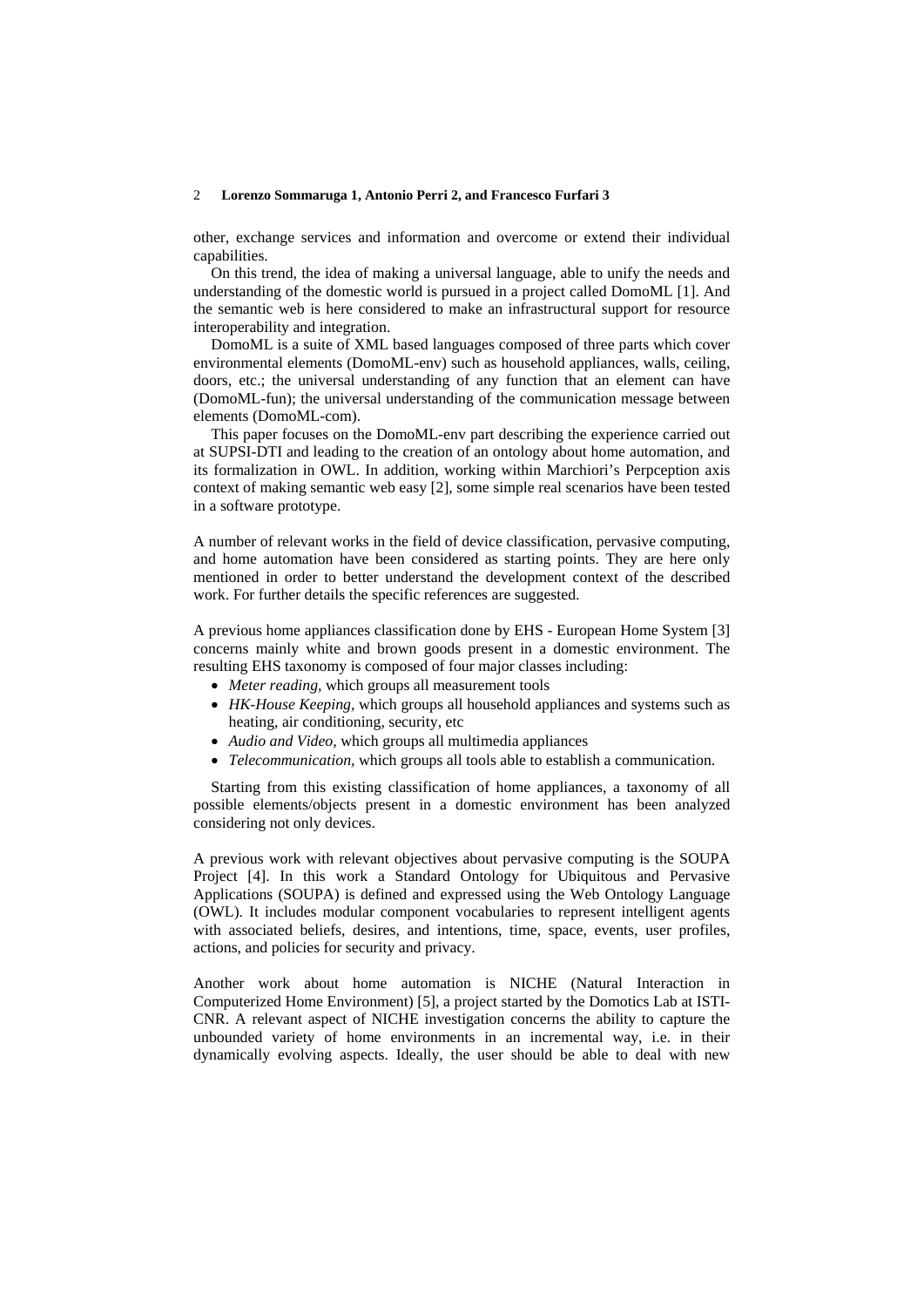other, exchange services and information and overcome or extend their individual capabilities.

On this trend, the idea of making a universal language, able to unify the needs and understanding of the domestic world is pursued in a project called DomoML [1]. And the semantic web is here considered to make an infrastructural support for resource interoperability and integration.

DomoML is a suite of XML based languages composed of three parts which cover environmental elements (DomoML-env) such as household appliances, walls, ceiling, doors, etc.; the universal understanding of any function that an element can have (DomoML-fun); the universal understanding of the communication message between elements (DomoML-com).

This paper focuses on the DomoML-env part describing the experience carried out at SUPSI-DTI and leading to the creation of an ontology about home automation, and its formalization in OWL. In addition, working within Marchiori's Perpception axis context of making semantic web easy [2], some simple real scenarios have been tested in a software prototype.

A number of relevant works in the field of device classification, pervasive computing, and home automation have been considered as starting points. They are here only mentioned in order to better understand the development context of the described work. For further details the specific references are suggested.

A previous home appliances classification done by EHS - European Home System [3] concerns mainly white and brown goods present in a domestic environment. The resulting EHS taxonomy is composed of four major classes including:

- *Meter reading,* which groups all measurement tools
- *HK-House Keeping,* which groups all household appliances and systems such as heating, air conditioning, security, etc
- *Audio and Video,* which groups all multimedia appliances
- *Telecommunication,* which groups all tools able to establish a communication.

Starting from this existing classification of home appliances, a taxonomy of all possible elements/objects present in a domestic environment has been analyzed considering not only devices.

A previous work with relevant objectives about pervasive computing is the SOUPA Project [4]. In this work a Standard Ontology for Ubiquitous and Pervasive Applications (SOUPA) is defined and expressed using the Web Ontology Language (OWL). It includes modular component vocabularies to represent intelligent agents with associated beliefs, desires, and intentions, time, space, events, user profiles, actions, and policies for security and privacy.

Another work about home automation is NICHE (Natural Interaction in Computerized Home Environment) [5], a project started by the Domotics Lab at ISTI-CNR. A relevant aspect of NICHE investigation concerns the ability to capture the unbounded variety of home environments in an incremental way, i.e. in their dynamically evolving aspects. Ideally, the user should be able to deal with new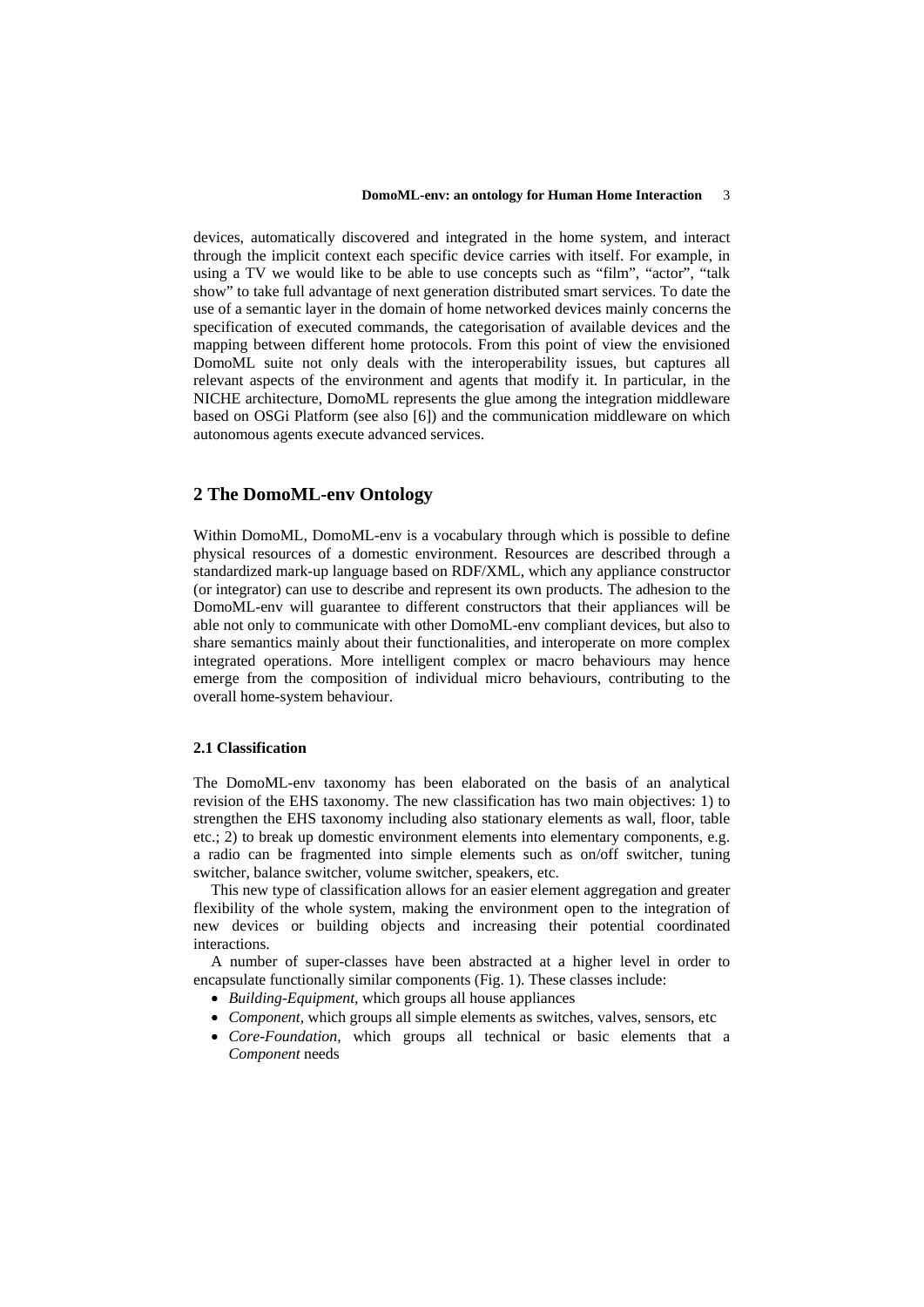devices, automatically discovered and integrated in the home system, and interact through the implicit context each specific device carries with itself. For example, in using a TV we would like to be able to use concepts such as "film", "actor", "talk show" to take full advantage of next generation distributed smart services. To date the use of a semantic layer in the domain of home networked devices mainly concerns the specification of executed commands, the categorisation of available devices and the mapping between different home protocols. From this point of view the envisioned DomoML suite not only deals with the interoperability issues, but captures all relevant aspects of the environment and agents that modify it. In particular, in the NICHE architecture, DomoML represents the glue among the integration middleware based on OSGi Platform (see also [6]) and the communication middleware on which autonomous agents execute advanced services.

## 2 The DomoML-env Ontology

Within DomoML, DomoML-env is a vocabulary through which is possible to define physical resources of a domestic environment. Resources are described through a standardized mark-up language based on RDF/XML, which any appliance constructor (or integrator) can use to describe and represent its own products. The adhesion to the DomoML-env will guarantee to different constructors that their appliances will be able not only to communicate with other DomoML-env compliant devices, but also to share semantics mainly about their functionalities, and interoperate on more complex integrated operations. More intelligent complex or macro behaviours may hence emerge from the composition of individual micro behaviours, contributing to the overall home-system behaviour.

### 2.1 Classification

The DomoML-env taxonomy has been elaborated on the basis of an analytical revision of the EHS taxonomy. The new classification has two main objectives: 1) to strengthen the EHS taxonomy including also stationary elements as wall, floor, table etc.; 2) to break up domestic environment elements into elementary components, e.g. a radio can be fragmented into simple elements such as on/off switcher, tuning switcher, balance switcher, volume switcher, speakers, etc.

This new type of classification allows for an easier element aggregation and greater flexibility of the whole system, making the environment open to the integration of new devices or building objects and increasing their potential coordinated interactions.

A number of super-classes have been abstracted at a higher level in order to encapsulate functionally similar components (Fig. 1). These classes include:

- *Building-Equipment,* which groups all house appliances
- *Component,* which groups all simple elements as switches, valves, sensors, etc
- *Core-Foundation,* which groups all technical or basic elements that a *Component* needs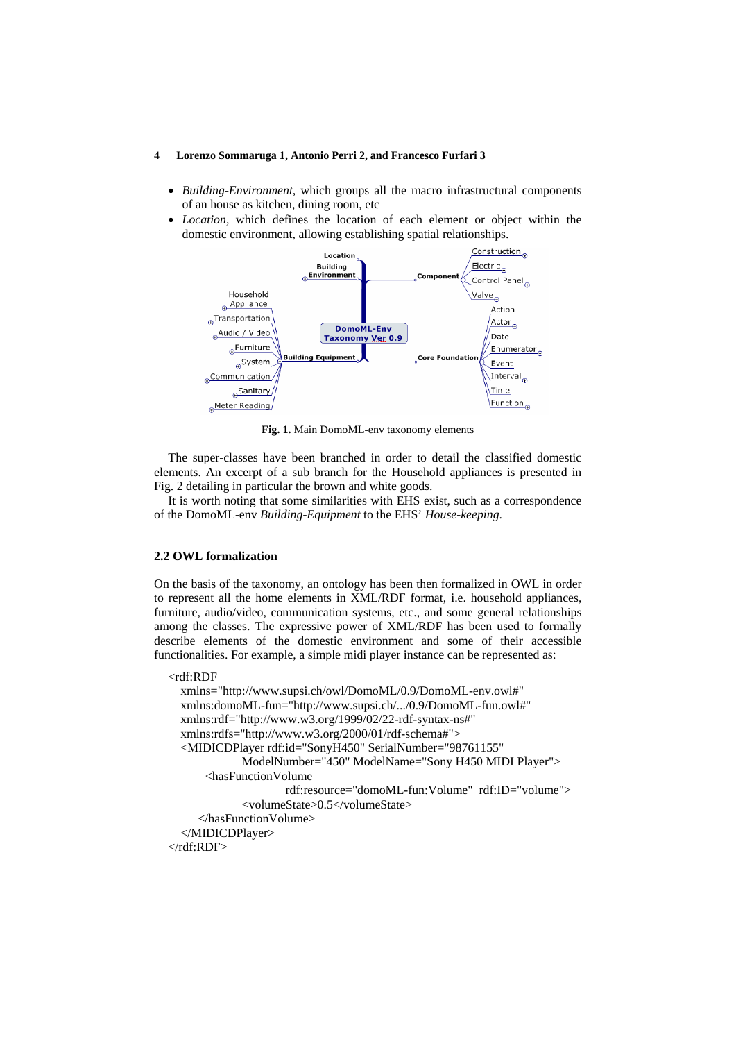- *Building-Environment*, which groups all the macro infrastructural components of an house as kitchen, dining room, etc
- *Location*, which defines the location of each element or object within the domestic environment, allowing establishing spatial relationships.

**Fig. 1.** Main DomoML-env taxonomy elements

The super-classes have been branched in order to detail the classified domestic elements. An excerpt of a sub branch for the Household appliances is presented in Fig. 2 detailing in particular the brown and white goods.

It is worth noting that some similarities with EHS exist, such as a correspondence of the DomoML-env *Building-Equipment* to the EHS' *House-keeping*.

### 2.2 OWL formalization

On the basis of the taxonomy, an ontology has been then formalized in OWL in order to represent all the home elements in XML/RDF format, i.e. household appliances, furniture, audio/video, communication systems, etc., and some general relationships among the classes. The expressive power of XML/RDF has been used to formally describe elements of the domestic environment and some of their accessible functionalities. For example, a simple midi player instance can be represented as:

```
<rdf:RDF
  xmlns="http://www.supsi.ch/owl/DomoML/0.9/DomoML-env.owl#"
  xmlns:domoML-fun="http://www.supsi.ch/.../0.9/DomoML-fun.owl#"
  xmlns:rdf="http://www.w3.org/1999/02/22-rdf-syntax-ns#"
  xmlns:rdfs="http://www.w3.org/2000/01/rdf-schema#">
  <MIDICDPlayer rdf:id="SonyH450" SerialNumber="98761155"
            ModelNumber="450" ModelName="Sony H450 MIDI Player">
      <hasFunctionVolume
                  rdf:resource="domoML-fun:Volume"  rdf:ID="volume">
            <volumeState>0.5</volumeState>
     </hasFunctionVolume>
  </MIDICDPlayer>
</rdf:RDF>
```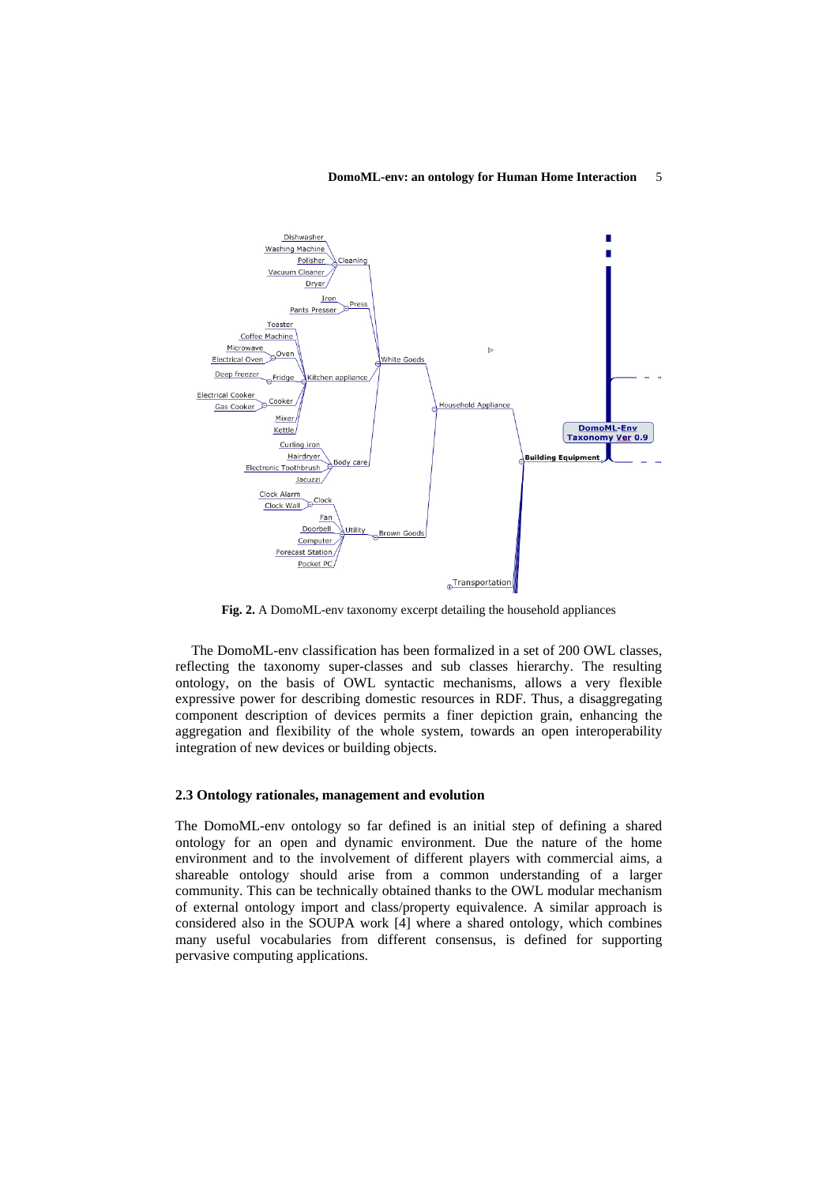**Fig. 2.** A DomoML-env taxonomy excerpt detailing the household appliances

The DomoML-env classification has been formalized in a set of 200 OWL classes, reflecting the taxonomy super-classes and sub classes hierarchy. The resulting ontology, on the basis of OWL syntactic mechanisms, allows a very flexible expressive power for describing domestic resources in RDF. Thus, a disaggregating component description of devices permits a finer depiction grain, enhancing the aggregation and flexibility of the whole system, towards an open interoperability integration of new devices or building objects.

### 2.3 Ontology rationales, management and evolution

The DomoML-env ontology so far defined is an initial step of defining a shared ontology for an open and dynamic environment. Due the nature of the home environment and to the involvement of different players with commercial aims, a shareable ontology should arise from a common understanding of a larger community. This can be technically obtained thanks to the OWL modular mechanism of external ontology import and class/property equivalence. A similar approach is considered also in the SOUPA work [4] where a shared ontology, which combines many useful vocabularies from different consensus, is defined for supporting pervasive computing applications.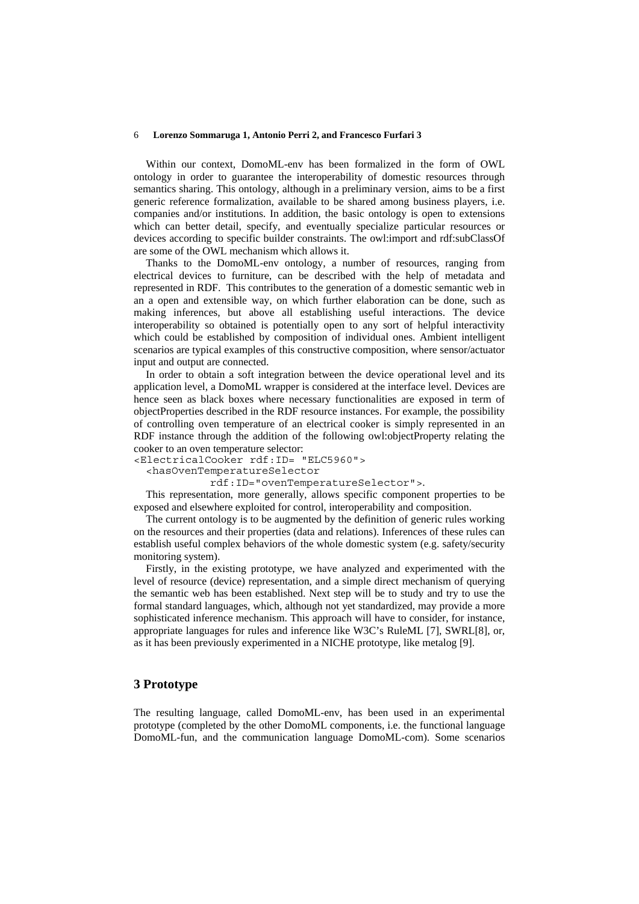Within our context, DomoML-env has been formalized in the form of OWL ontology in order to guarantee the interoperability of domestic resources through semantics sharing. This ontology, although in a preliminary version, aims to be a first generic reference formalization, available to be shared among business players, i.e. companies and/or institutions. In addition, the basic ontology is open to extensions which can better detail, specify, and eventually specialize particular resources or devices according to specific builder constraints. The owl:import and rdf:subClassOf are some of the OWL mechanism which allows it.

Thanks to the DomoML-env ontology, a number of resources, ranging from electrical devices to furniture, can be described with the help of metadata and represented in RDF. This contributes to the generation of a domestic semantic web in an a open and extensible way, on which further elaboration can be done, such as making inferences, but above all establishing useful interactions. The device interoperability so obtained is potentially open to any sort of helpful interactivity which could be established by composition of individual ones. Ambient intelligent scenarios are typical examples of this constructive composition, where sensor/actuator input and output are connected.

In order to obtain a soft integration between the device operational level and its application level, a DomoML wrapper is considered at the interface level. Devices are hence seen as black boxes where necessary functionalities are exposed in term of objectProperties described in the RDF resource instances. For example, the possibility of controlling oven temperature of an electrical cooker is simply represented in an RDF instance through the addition of the following owl:objectProperty relating the cooker to an oven temperature selector:

```
<ElectricalCooker rdf:ID= "ELC5960">
  <hasOvenTemperatureSelector
            rdf:ID="ovenTemperatureSelector">.
```

This representation, more generally, allows specific component properties to be exposed and elsewhere exploited for control, interoperability and composition.

The current ontology is to be augmented by the definition of generic rules working on the resources and their properties (data and relations). Inferences of these rules can establish useful complex behaviors of the whole domestic system (e.g. safety/security monitoring system).

Firstly, in the existing prototype, we have analyzed and experimented with the level of resource (device) representation, and a simple direct mechanism of querying the semantic web has been established. Next step will be to study and try to use the formal standard languages, which, although not yet standardized, may provide a more sophisticated inference mechanism. This approach will have to consider, for instance, appropriate languages for rules and inference like W3C's RuleML [7], SWRL[8], or, as it has been previously experimented in a NICHE prototype, like metalog [9].

## 3 Prototype

The resulting language, called DomoML-env, has been used in an experimental prototype (completed by the other DomoML components, i.e. the functional language DomoML-fun, and the communication language DomoML-com). Some scenarios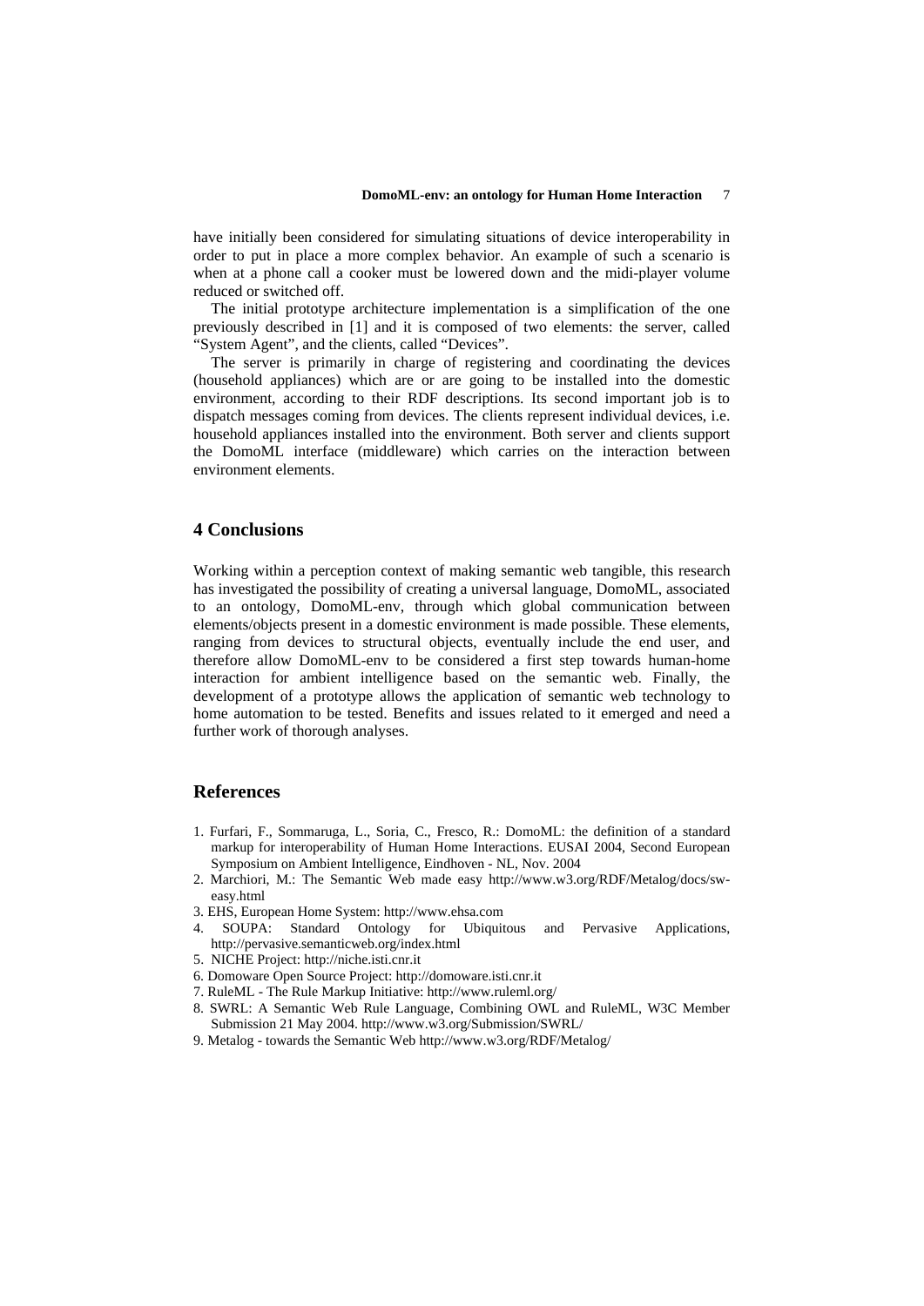have initially been considered for simulating situations of device interoperability in order to put in place a more complex behavior. An example of such a scenario is when at a phone call a cooker must be lowered down and the midi-player volume reduced or switched off.

The initial prototype architecture implementation is a simplification of the one previously described in [1] and it is composed of two elements: the server, called "System Agent", and the clients, called "Devices".

The server is primarily in charge of registering and coordinating the devices (household appliances) which are or are going to be installed into the domestic environment, according to their RDF descriptions. Its second important job is to dispatch messages coming from devices. The clients represent individual devices, i.e. household appliances installed into the environment. Both server and clients support the DomoML interface (middleware) which carries on the interaction between environment elements.

## 4 Conclusions

Working within a perception context of making semantic web tangible, this research has investigated the possibility of creating a universal language, DomoML, associated to an ontology, DomoML-env, through which global communication between elements/objects present in a domestic environment is made possible. These elements, ranging from devices to structural objects, eventually include the end user, and therefore allow DomoML-env to be considered a first step towards human-home interaction for ambient intelligence based on the semantic web. Finally, the development of a prototype allows the application of semantic web technology to home automation to be tested. Benefits and issues related to it emerged and need a further work of thorough analyses.

## References

1. Furfari, F., Sommaruga, L., Soria, C., Fresco, R.: DomoML: the definition of a standard markup for interoperability of Human Home Interactions. EUSAI 2004, Second European Symposium on Ambient Intelligence, Eindhoven - NL, Nov. 2004
2. Marchiori, M.: The Semantic Web made easy http://www.w3.org/RDF/Metalog/docs/sw-easy.html
3. EHS, European Home System: http://www.ehsa.com
4. SOUPA: Standard Ontology for Ubiquitous and Pervasive Applications, http://pervasive.semanticweb.org/index.html
5. NICHE Project: http://niche.isti.cnr.it
6. Domoware Open Source Project: http://domoware.isti.cnr.it
7. RuleML - The Rule Markup Initiative: http://www.ruleml.org/
8. SWRL: A Semantic Web Rule Language, Combining OWL and RuleML, W3C Member Submission 21 May 2004. http://www.w3.org/Submission/SWRL/
9. Metalog - towards the Semantic Web http://www.w3.org/RDF/Metalog/